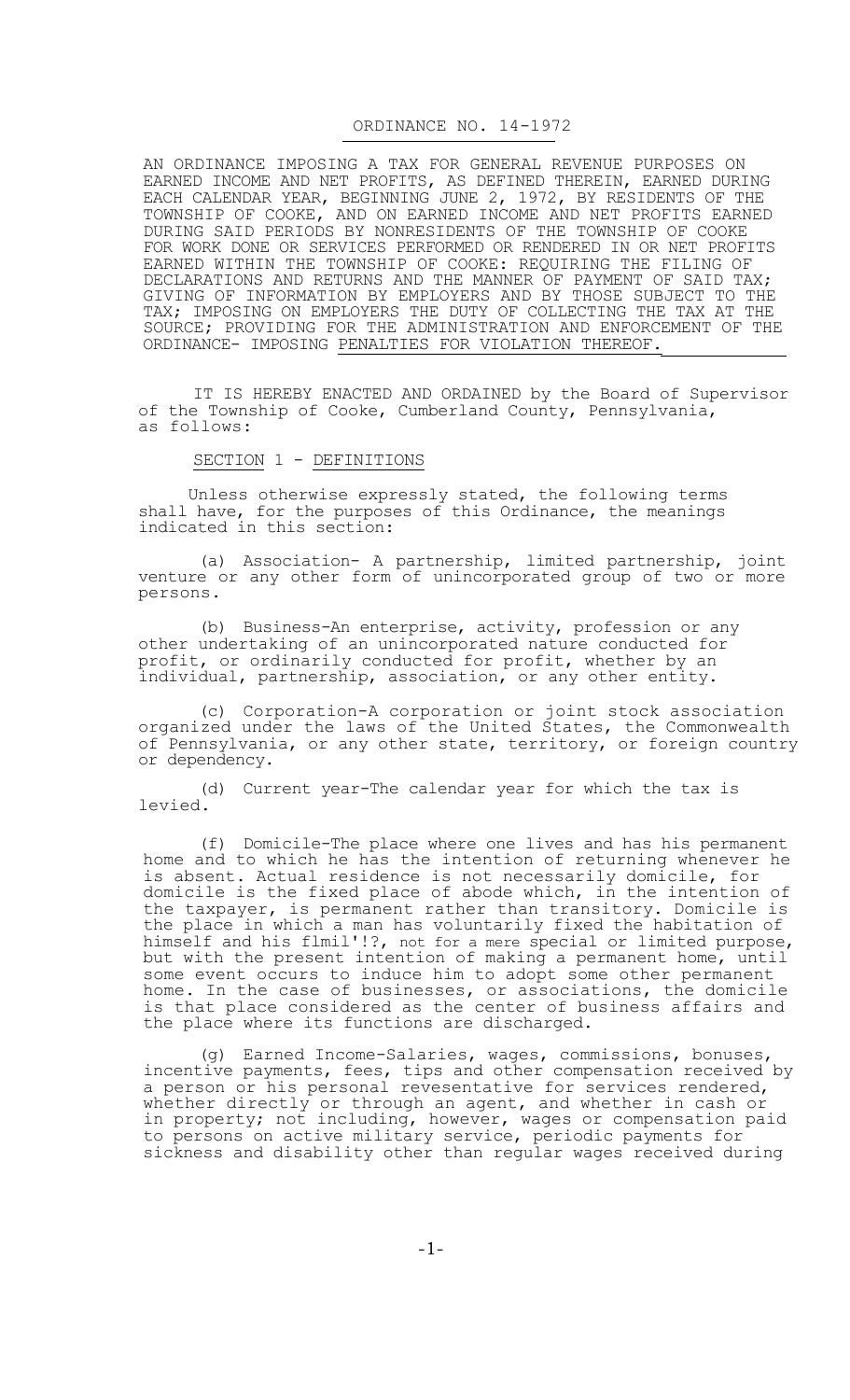# ORDINANCE NO. 14-1972

AN ORDINANCE IMPOSING A TAX FOR GENERAL REVENUE PURPOSES ON EARNED INCOME AND NET PROFITS, AS DEFINED THEREIN, EARNED DURING EACH CALENDAR YEAR, BEGINNING JUNE 2, 1972, BY RESIDENTS OF THE TOWNSHIP OF COOKE, AND ON EARNED INCOME AND NET PROFITS EARNED DURING SAID PERIODS BY NONRESIDENTS OF THE TOWNSHIP OF COOKE FOR WORK DONE OR SERVICES PERFORMED OR RENDERED IN OR NET PROFITS EARNED WITHIN THE TOWNSHIP OF COOKE: REQUIRING THE FILING OF DECLARATIONS AND RETURNS AND THE MANNER OF PAYMENT OF SAID TAX; GIVING OF INFORMATION BY EMPLOYERS AND BY THOSE SUBJECT TO THE TAX; IMPOSING ON EMPLOYERS THE DUTY OF COLLECTING THE TAX AT THE SOURCE; PROVIDING FOR THE ADMINISTRATION AND ENFORCEMENT OF THE ORDINANCE- IMPOSING PENALTIES FOR VIOLATION THEREOF.

IT IS HEREBY ENACTED AND ORDAINED by the Board of Supervisor of the Township of Cooke, Cumberland County, Pennsylvania, as follows:

## SECTION 1 - DEFINITIONS

Unless otherwise expressly stated, the following terms shall have, for the purposes of this Ordinance, the meanings indicated in this section:

(a) Association- A partnership, limited partnership, joint venture or any other form of unincorporated group of two or more persons.

(b) Business-An enterprise, activity, profession or any other undertaking of an unincorporated nature conducted for profit, or ordinarily conducted for profit, whether by an individual, partnership, association, or any other entity.

(c) Corporation-A corporation or joint stock association organized under the laws of the United States, the Commonwealth of Pennsylvania, or any other state, territory, or foreign country or dependency.

(d) Current year-The calendar year for which the tax is levied.

(f) Domicile-The place where one lives and has his permanent home and to which he has the intention of returning whenever he is absent. Actual residence is not necessarily domicile, for domicile is the fixed place of abode which, in the intention of the taxpayer, is permanent rather than transitory. Domicile is the place in which a man has voluntarily fixed the habitation of himself and his flmil'!?, not for a mere special or limited purpose, but with the present intention of making a permanent home, until some event occurs to induce him to adopt some other permanent home. In the case of businesses, or associations, the domicile is that place considered as the center of business affairs and the place where its functions are discharged.

(g) Earned Income-Salaries, wages, commissions, bonuses, incentive payments, fees, tips and other compensation received by a person or his personal revesentative for services rendered, whether directly or through an agent, and whether in cash or in property; not including, however, wages or compensation paid to persons on active military service, periodic payments for sickness and disability other than regular wages received during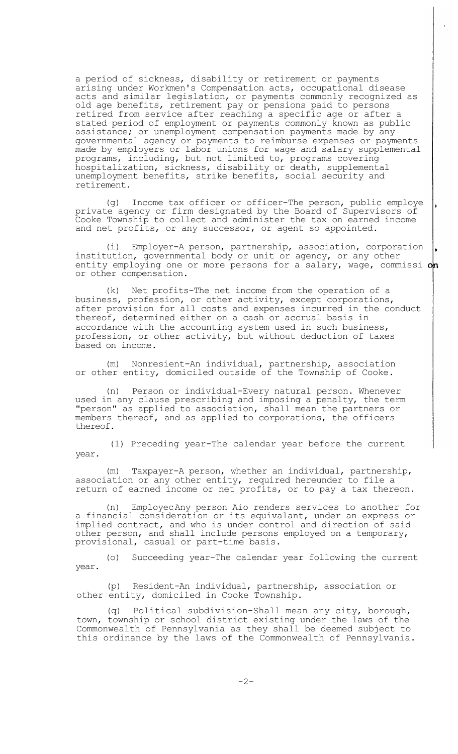a period of sickness, disability or retirement or payments arising under Workmen's Compensation acts, occupational disease acts and similar legislation, or payments commonly recognized as old age benefits, retirement pay or pensions paid to persons retired from service after reaching a specific age or after a stated period of employment or payments commonly known as public assistance; or unemployment compensation payments made by any governmental agency or payments to reimburse expenses or payments made by employers or labor unions for wage and salary supplemental programs, including, but not limited to, programs covering hospitalization, sickness, disability or death, supplemental unemployment benefits, strike benefits, social security and retirement.

(g) Income tax officer or officer-The person, public employe, private agency or firm designated by the Board of Supervisors of Cooke Township to collect and administer the tax on earned income and net profits, or any successor, or agent so appointed.

(i) Employer-A person, partnership, association, corporation, institution, governmental body or unit or agency, or any other entity employing one or more persons for a salary, wage, commission or other compensation.

(k) Net profits-The net income from the operation of a business, profession, or other activity, except corporations, after provision for all costs and expenses incurred in the conduct thereof, determined either on a cash or accrual basis in accordance with the accounting system used in such business, profession, or other activity, but without deduction of taxes based on income.

(m) Nonresient-An individual, partnership, association or other entity, domiciled outside of the Township of Cooke.

(n) Person or individual-Every natural person. Whenever used in any clause prescribing and imposing a penalty, the term "person" as applied to association, shall mean the partners or members thereof, and as applied to corporations, the officers thereof.

(l) Preceding year-The calendar year before the current year.

(m) Taxpayer-A person, whether an individual, partnership, association or any other entity, required hereunder to file a return of earned income or net profits, or to pay a tax thereon.

(n) EmployecAny person Aio renders services to another for a financial consideration or its equivalant, under an express or implied contract, and who is under control and direction of said other person, and shall include persons employed on a temporary, provisional, casual or part-time basis.

(o) Succeeding year-The calendar year following the current year.

(p) Resident-An individual, partnership, association or other entity, domiciled in Cooke Township.

(q) Political subdivision-Shall mean any city, borough, town, township or school district existing under the laws of the Commonwealth of Pennsylvania as they shall be deemed subject to this ordinance by the laws of the Commonwealth of Pennsylvania.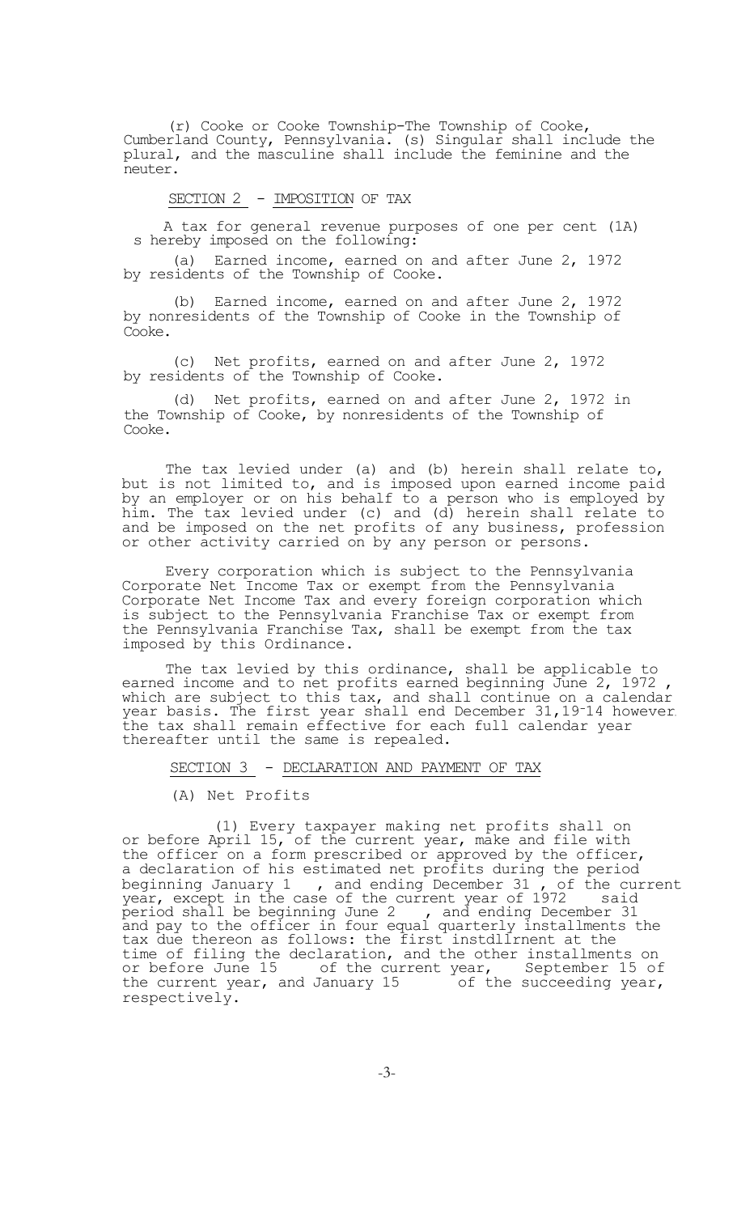(r) Cooke or Cooke Township-The Township of Cooke, Cumberland County, Pennsylvania. (s) Singular shall include the plural, and the masculine shall include the feminine and the neuter.

SECTION 2 - IMPOSITION OF TAX

A tax for general revenue purposes of one per cent (1A) s hereby imposed on the following:

(a) Earned income, earned on and after June 2, 1972 by residents of the Township of Cooke.

(b) Earned income, earned on and after June 2, 1972 by nonresidents of the Township of Cooke in the Township of Cooke.

(c) Net profits, earned on and after June 2, 1972 by residents of the Township of Cooke.

(d) Net profits, earned on and after June 2, 1972 in the Township of Cooke, by nonresidents of the Township of Cooke.

The tax levied under (a) and (b) herein shall relate to, but is not limited to, and is imposed upon earned income paid by an employer or on his behalf to a person who is employed by him. The tax levied under (c) and (d) herein shall relate to and be imposed on the net profits of any business, profession or other activity carried on by any person or persons.

Every corporation which is subject to the Pennsylvania Corporate Net Income Tax or exempt from the Pennsylvania Corporate Net Income Tax and every foreign corporation which is subject to the Pennsylvania Franchise Tax or exempt from the Pennsylvania Franchise Tax, shall be exempt from the tax imposed by this Ordinance.

The tax levied by this ordinance, shall be applicable to earned income and to net profits earned beginning June 2, 1972, which are subject to this tax, and shall continue on a calendar year basis. The first year shall end December 31, 19-14 however the tax shall remain effective for each full calendar year thereafter until the same is repealed.

SECTION 3 - DECLARATION AND PAYMENT OF TAX

(A) Net Profits

(1) Every taxpayer making net profits shall on or before April 15, of the current year, make and file with the officer on a form prescribed or approved by the officer, a declaration of his estimated net profits during the period beginning January 1, and ending December 31, of the current year, except in the case of the current year of 1972 said period shall be beginning June 2, and ending December 31 and pay to the officer in four equal quarterly installments the tax due thereon as follows: the first instdllrnent at the time of filing the declaration, and the other installments on or before June 15 of the current year, September 15 of the current year, and January 15 of the succeeding year, respectively.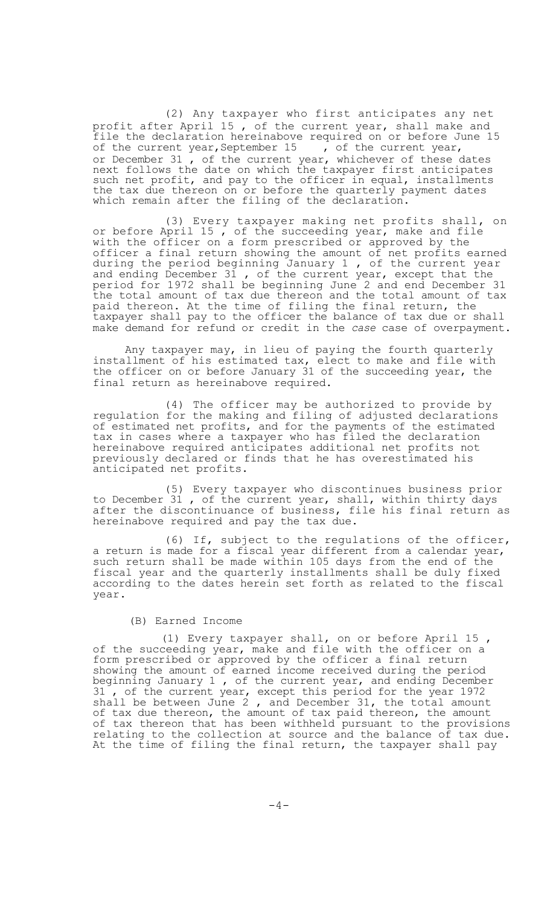(2) Any taxpayer who first anticipates any net profit after April 15 , of the current year, shall make and file the declaration hereinabove required on or before June 15 of the current year, September 15 , of the current year, or December 31 , of the current year, whichever of these dates next follows the date on which the taxpayer first anticipates such net profit, and pay to the officer in equal, installments the tax due thereon on or before the quarterly payment dates which remain after the filing of the declaration.

(3) Every taxpayer making net profits shall, on or before April 15 , of the succeeding year, make and file with the officer on a form prescribed or approved by the officer a final return showing the amount of net profits earned during the period beginning January 1 , of the current year and ending December 31 , of the current year, except that the period for 1972 shall be beginning June 2 and end December 31 the total amount of tax due thereon and the total amount of tax paid thereon. At the time of filing the final return, the taxpayer shall pay to the officer the balance of tax due or shall make demand for refund or credit in the *case* case of overpayment.

Any taxpayer may, in lieu of paying the fourth quarterly installment of his estimated tax, elect to make and file with the officer on or before January 31 of the succeeding year, the final return as hereinabove required.

(4) The officer may be authorized to provide by regulation for the making and filing of adjusted declarations of estimated net profits, and for the payments of the estimated tax in cases where a taxpayer who has filed the declaration hereinabove required anticipates additional net profits not previously declared or finds that he has overestimated his anticipated net profits.

(5) Every taxpayer who discontinues business prior to December 31 , of the current year, shall, within thirty days after the discontinuance of business, file his final return as hereinabove required and pay the tax due.

(6) If, subject to the regulations of the officer, a return is made for a fiscal year different from a calendar year, such return shall be made within 105 days from the end of the fiscal year and the quarterly installments shall be duly fixed according to the dates herein set forth as related to the fiscal year.

(B) Earned Income

(1) Every taxpayer shall, on or before April 15 , of the succeeding year, make and file with the officer on a form prescribed or approved by the officer a final return showing the amount of earned income received during the period beginning January 1 , of the current year, and ending December 31 , of the current year, except this period for the year 1972 shall be between June 2 , and December 31, the total amount of tax due thereon, the amount of tax paid thereon, the amount of tax thereon that has been withheld pursuant to the provisions relating to the collection at source and the balance of tax due. At the time of filing the final return, the taxpayer shall pay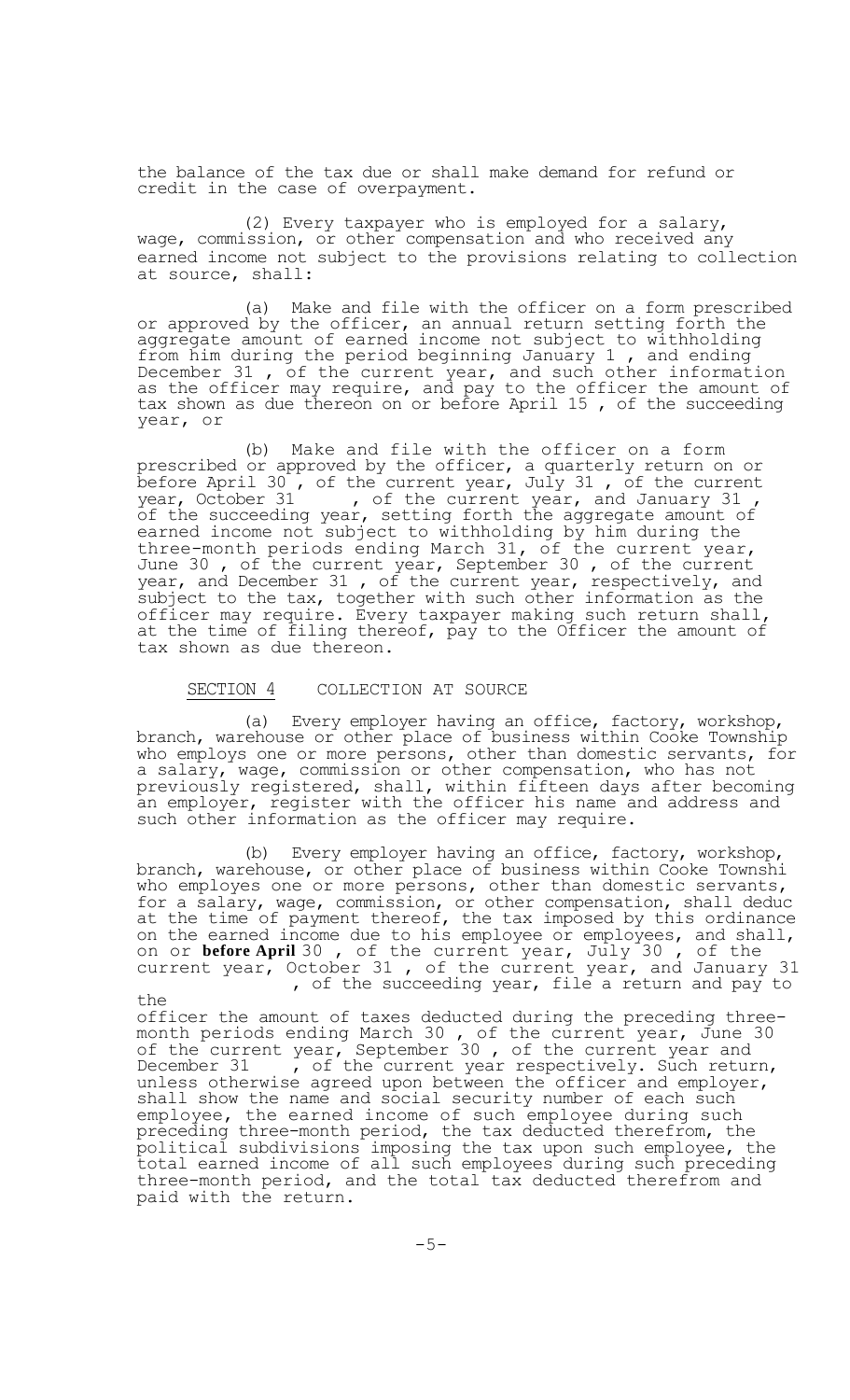the balance of the tax due or shall make demand for refund or credit in the case of overpayment.

(2) Every taxpayer who is employed for a salary, wage, commission, or other compensation and who received any earned income not subject to the provisions relating to collection at source, shall:

(a) Make and file with the officer on a form prescribed or approved by the officer, an annual return setting forth the aggregate amount of earned income not subject to withholding from him during the period beginning January 1 , and ending December 31 , of the current year, and such other information as the officer may require, and pay to the officer the amount of tax shown as due thereon on or before April 15 , of the succeeding year, or

(b) Make and file with the officer on a form prescribed or approved by the officer, a quarterly return on or before April 30 , of the current year, July 31 , of the current year, October 31 , of the current year, and January 31 , of the succeeding year, setting forth the aggregate amount of earned income not subject to withholding by him during the three-month periods ending March 31, of the current year, June 30 , of the current year, September 30 , of the current year, and December 31 , of the current year, respectively, and subject to the tax, together with such other information as the officer may require. Every taxpayer making such return shall, at the time of filing thereof, pay to the Officer the amount of tax shown as due thereon.

SECTION 4 COLLECTION AT SOURCE

(a) Every employer having an office, factory, workshop, branch, warehouse or other place of business within Cooke Township who employs one or more persons, other than domestic servants, for a salary, wage, commission or other compensation, who has not previously registered, shall, within fifteen days after becoming an employer, register with the officer his name and address and such other information as the officer may require.

(b) Every employer having an office, factory, workshop, branch, warehouse, or other place of business within Cooke Townshi who employes one or more persons, other than domestic servants, for a salary, wage, commission, or other compensation, shall deduc at the time of payment thereof, the tax imposed by this ordinance on the earned income due to his employee or employees, and shall, on or **before April** 30 , of the current year, July 30 , of the current year, October 31 , of the current year, and January 31 , of the succeeding year, file a return and pay to the officer the amount of taxes deducted during the preceding three-month periods ending March 30 , of the current year, June 30 of the current year, September 30 , of the current year and December 31 , of the current year respectively. Such return, unless otherwise agreed upon between the officer and employer, shall show the name and social security number of each such employee, the earned income of such employee during such preceding three-month period, the tax deducted therefrom, the political subdivisions imposing the tax upon such employee, the total earned income of all such employees during such preceding three-month period, and the total tax deducted therefrom and paid with the return.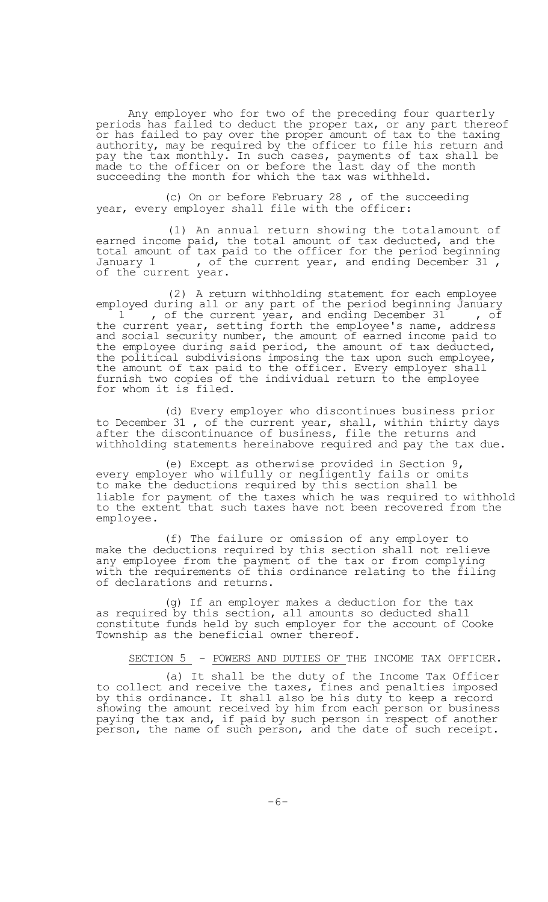Any employer who for two of the preceding four quarterly periods has failed to deduct the proper tax, or any part thereof or has failed to pay over the proper amount of tax to the taxing authority, may be required by the officer to file his return and pay the tax monthly. In such cases, payments of tax shall be made to the officer on or before the last day of the month succeeding the month for which the tax was withheld.

(c) On or before February 28 , of the succeeding year, every employer shall file with the officer:

(1) An annual return showing the totalamount of earned income paid, the total amount of tax deducted, and the total amount of tax paid to the officer for the period beginning January 1 , of the current year, and ending December 31 , of the current year.

(2) A return withholding statement for each employee employed during all or any part of the period beginning January 1 , of the current year, and ending December 31 , of the current year, setting forth the employee's name, address and social security number, the amount of earned income paid to the employee during said period, the amount of tax deducted, the political subdivisions imposing the tax upon such employee, the amount of tax paid to the officer. Every employer shall furnish two copies of the individual return to the employee for whom it is filed.

(d) Every employer who discontinues business prior to December 31 , of the current year, shall, within thirty days after the discontinuance of business, file the returns and withholding statements hereinabove required and pay the tax due.

(e) Except as otherwise provided in Section 9, every employer who wilfully or negligently fails or omits to make the deductions required by this section shall be liable for payment of the taxes which he was required to withhold to the extent that such taxes have not been recovered from the employee.

(f) The failure or omission of any employer to make the deductions required by this section shall not relieve any employee from the payment of the tax or from complying with the requirements of this ordinance relating to the filing of declarations and returns.

(g) If an employer makes a deduction for the tax as required by this section, all amounts so deducted shall constitute funds held by such employer for the account of Cooke Township as the beneficial owner thereof.

## SECTION 5 - POWERS AND DUTIES OF THE INCOME TAX OFFICER.

(a) It shall be the duty of the Income Tax Officer to collect and receive the taxes, fines and penalties imposed by this ordinance. It shall also be his duty to keep a record showing the amount received by him from each person or business paying the tax and, if paid by such person in respect of another person, the name of such person, and the date of such receipt.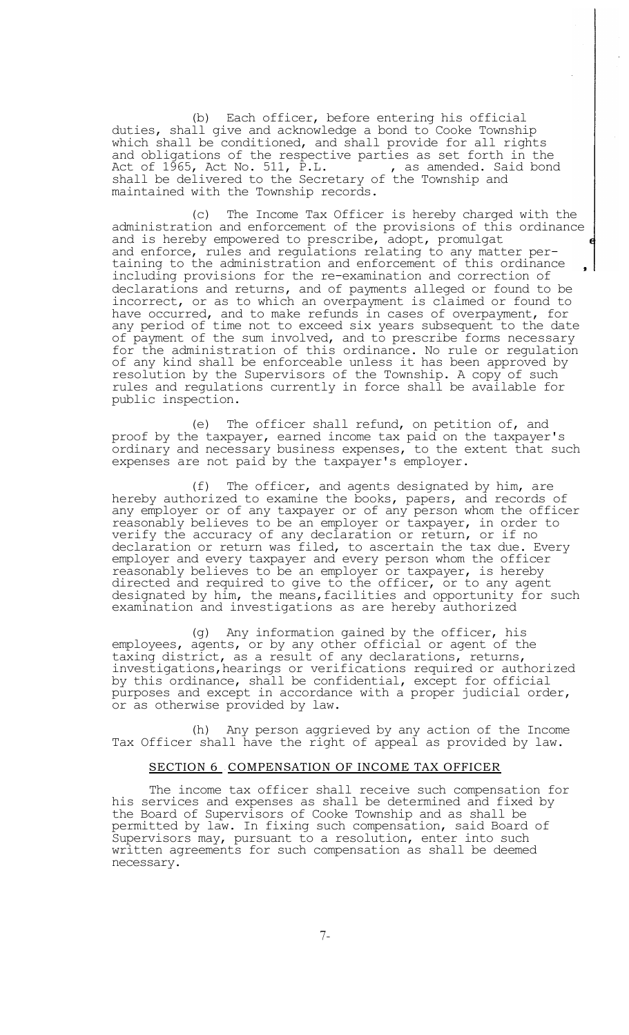(b) Each officer, before entering his official duties, shall give and acknowledge a bond to Cooke Township which shall be conditioned, and shall provide for all rights and obligations of the respective parties as set forth in the Act of 1965, Act No. 511, P.L. , as amended. Said bond shall be delivered to the Secretary of the Township and maintained with the Township records.

(c) The Income Tax Officer is hereby charged with the administration and enforcement of the provisions of this ordinance and is hereby empowered to prescribe, adopt, promulgate and enforce, rules and regulations relating to any matter pertaining to the administration and enforcement of this ordinance, including provisions for the re-examination and correction of declarations and returns, and of payments alleged or found to be incorrect, or as to which an overpayment is claimed or found to have occurred, and to make refunds in cases of overpayment, for any period of time not to exceed six years subsequent to the date of payment of the sum involved, and to prescribe forms necessary for the administration of this ordinance. No rule or regulation of any kind shall be enforceable unless it has been approved by resolution by the Supervisors of the Township. A copy of such rules and regulations currently in force shall be available for public inspection.

(e) The officer shall refund, on petition of, and proof by the taxpayer, earned income tax paid on the taxpayer's ordinary and necessary business expenses, to the extent that such expenses are not paid by the taxpayer's employer.

(f) The officer, and agents designated by him, are hereby authorized to examine the books, papers, and records of any employer or of any taxpayer or of any person whom the officer reasonably believes to be an employer or taxpayer, in order to verify the accuracy of any declaration or return, or if no declaration or return was filed, to ascertain the tax due. Every employer and every taxpayer and every person whom the officer reasonably believes to be an employer or taxpayer, is hereby directed and required to give to the officer, or to any agent designated by him, the means, facilities and opportunity for such examination and investigations as are hereby authorized

(g) Any information gained by the officer, his employees, agents, or by any other official or agent of the taxing district, as a result of any declarations, returns, investigations, hearings or verifications required or authorized by this ordinance, shall be confidential, except for official purposes and except in accordance with a proper judicial order, or as otherwise provided by law.

(h) Any person aggrieved by any action of the Income Tax Officer shall have the right of appeal as provided by law.

## SECTION 6 COMPENSATION OF INCOME TAX OFFICER

The income tax officer shall receive such compensation for his services and expenses as shall be determined and fixed by the Board of Supervisors of Cooke Township and as shall be permitted by law. In fixing such compensation, said Board of Supervisors may, pursuant to a resolution, enter into such written agreements for such compensation as shall be deemed necessary.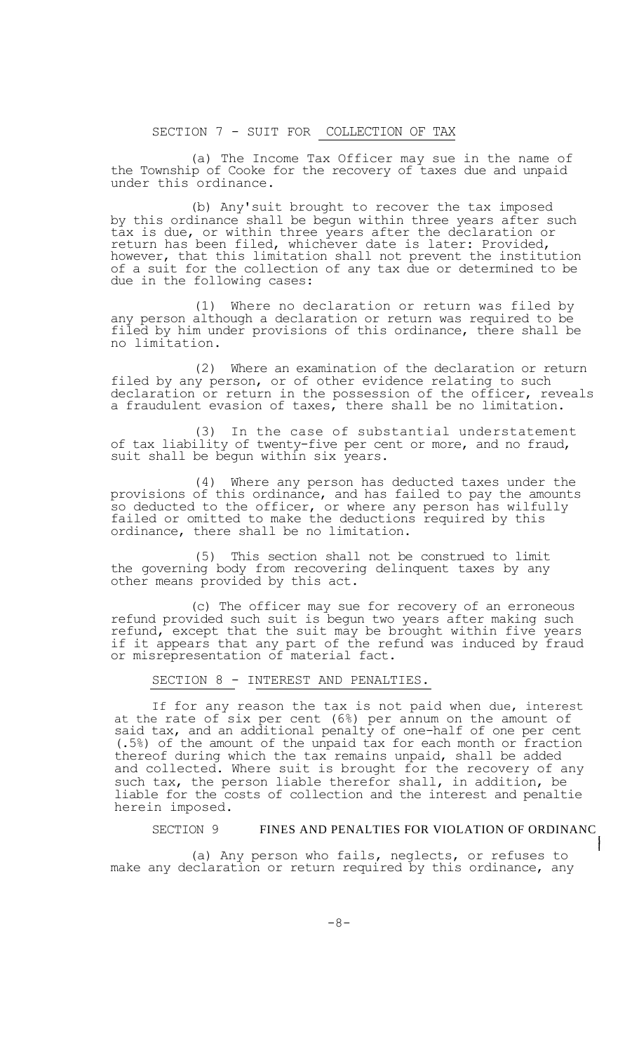## SECTION 7 - SUIT FOR COLLECTION OF TAX

(a) The Income Tax Officer may sue in the name of the Township of Cooke for the recovery of taxes due and unpaid under this ordinance.

(b) Any suit brought to recover the tax imposed by this ordinance shall be begun within three years after such tax is due, or within three years after the declaration or return has been filed, whichever date is later: Provided, however, that this limitation shall not prevent the institution of a suit for the collection of any tax due or determined to be due in the following cases:

(1) Where no declaration or return was filed by any person although a declaration or return was required to be filed by him under provisions of this ordinance, there shall be no limitation.

(2) Where an examination of the declaration or return filed by any person, or of other evidence relating to such declaration or return in the possession of the officer, reveals a fraudulent evasion of taxes, there shall be no limitation.

(3) In the case of substantial understatement of tax liability of twenty-five per cent or more, and no fraud, suit shall be begun within six years.

(4) Where any person has deducted taxes under the provisions of this ordinance, and has failed to pay the amounts so deducted to the officer, or where any person has wilfully failed or omitted to make the deductions required by this ordinance, there shall be no limitation.

(5) This section shall not be construed to limit the governing body from recovering delinquent taxes by any other means provided by this act.

(c) The officer may sue for recovery of an erroneous refund provided such suit is begun two years after making such refund, except that the suit may be brought within five years if it appears that any part of the refund was induced by fraud or misrepresentation of material fact.

## SECTION 8 - INTEREST AND PENALTIES.

If for any reason the tax is not paid when due, interest at the rate of six per cent (6%) per annum on the amount of said tax, and an additional penalty of one-half of one per cent (.5%) of the amount of the unpaid tax for each month or fraction thereof during which the tax remains unpaid, shall be added and collected. Where suit is brought for the recovery of any such tax, the person liable therefor shall, in addition, be liable for the costs of collection and the interest and penaltie herein imposed.

## SECTION 9 FINES AND PENALTIES FOR VIOLATION OF ORDINANC

(a) Any person who fails, neglects, or refuses to make any declaration or return required by this ordinance, any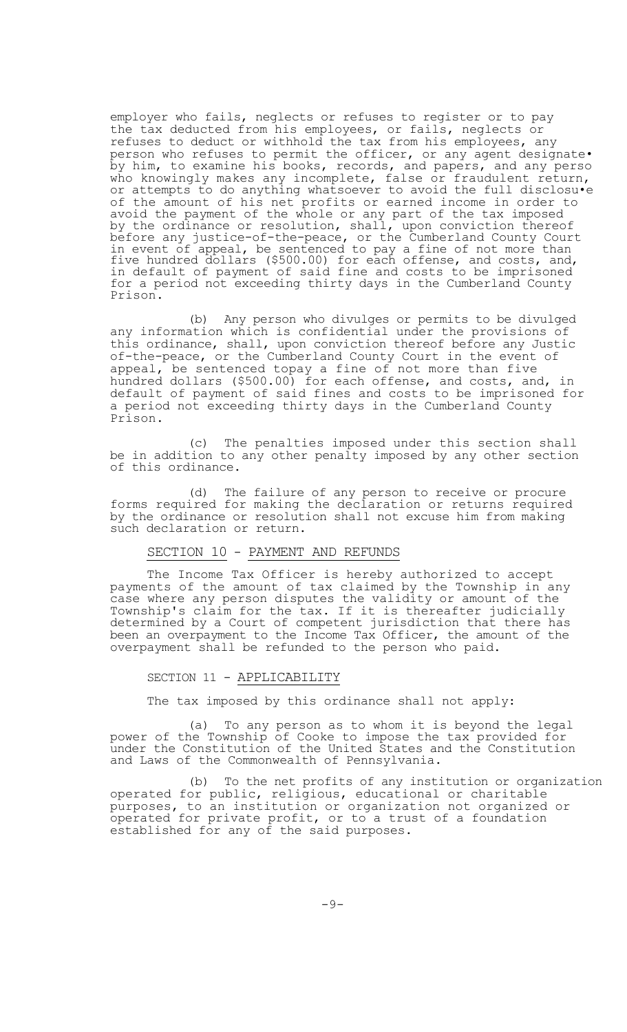employer who fails, neglects or refuses to register or to pay the tax deducted from his employees, or fails, neglects or refuses to deduct or withhold the tax from his employees, any person who refuses to permit the officer, or any agent designate• by him, to examine his books, records, and papers, and any perso who knowingly makes any incomplete, false or fraudulent return, or attempts to do anything whatsoever to avoid the full disclosu•e of the amount of his net profits or earned income in order to avoid the payment of the whole or any part of the tax imposed by the ordinance or resolution, shall, upon conviction thereof before any justice-of-the-peace, or the Cumberland County Court in event of appeal, be sentenced to pay a fine of not more than five hundred dollars ($500.00) for each offense, and costs, and, in default of payment of said fine and costs to be imprisoned for a period not exceeding thirty days in the Cumberland County Prison.

(b) Any person who divulges or permits to be divulged any information which is confidential under the provisions of this ordinance, shall, upon conviction thereof before any Justic of-the-peace, or the Cumberland County Court in the event of appeal, be sentenced topay a fine of not more than five hundred dollars ($500.00) for each offense, and costs, and, in default of payment of said fines and costs to be imprisoned for a period not exceeding thirty days in the Cumberland County Prison.

(c) The penalties imposed under this section shall be in addition to any other penalty imposed by any other section of this ordinance.

(d) The failure of any person to receive or procure forms required for making the declaration or returns required by the ordinance or resolution shall not excuse him from making such declaration or return.

## SECTION 10 - PAYMENT AND REFUNDS

The Income Tax Officer is hereby authorized to accept payments of the amount of tax claimed by the Township in any case where any person disputes the validity or amount of the Township's claim for the tax. If it is thereafter judicially determined by a Court of competent jurisdiction that there has been an overpayment to the Income Tax Officer, the amount of the overpayment shall be refunded to the person who paid.

## SECTION 11 - APPLICABILITY

The tax imposed by this ordinance shall not apply:

(a) To any person as to whom it is beyond the legal power of the Township of Cooke to impose the tax provided for under the Constitution of the United States and the Constitution and Laws of the Commonwealth of Pennsylvania.

(b) To the net profits of any institution or organization operated for public, religious, educational or charitable purposes, to an institution or organization not organized or operated for private profit, or to a trust of a foundation established for any of the said purposes.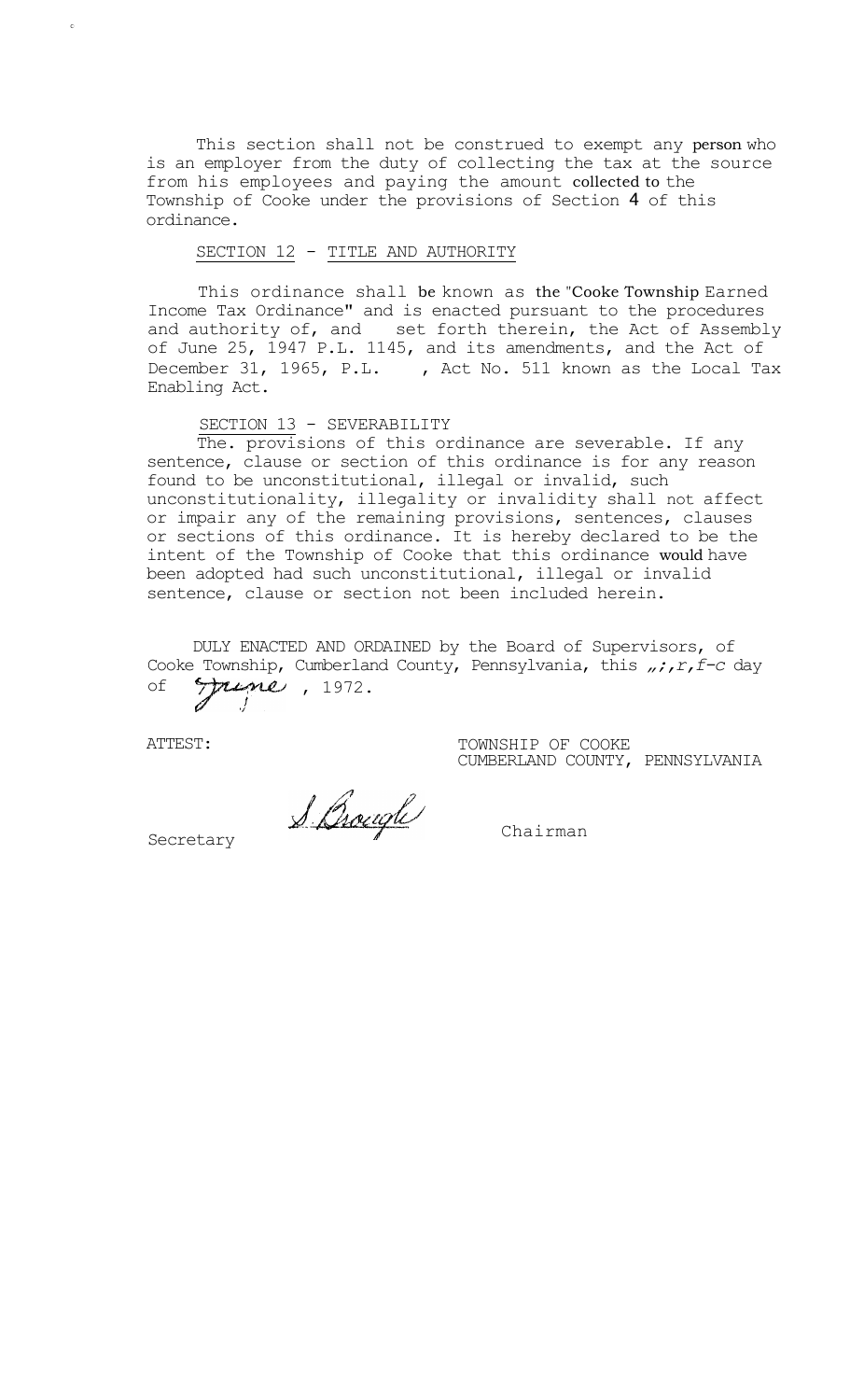This section shall not be construed to exempt any person who is an employer from the duty of collecting the tax at the source from his employees and paying the amount collected to the Township of Cooke under the provisions of Section 4 of this ordinance.

SECTION 12 - TITLE AND AUTHORITY

This ordinance shall be known as the "Cooke Township Earned Income Tax Ordinance" and is enacted pursuant to the procedures and authority of, and set forth therein, the Act of Assembly of June 25, 1947 P.L. 1145, and its amendments, and the Act of December 31, 1965, P.L. , Act No. 511 known as the Local Tax Enabling Act.

SECTION 13 - SEVERABILITY

The. provisions of this ordinance are severable. If any sentence, clause or section of this ordinance is for any reason found to be unconstitutional, illegal or invalid, such unconstitutionality, illegality or invalidity shall not affect or impair any of the remaining provisions, sentences, clauses or sections of this ordinance. It is hereby declared to be the intent of the Township of Cooke that this ordinance would have been adopted had such unconstitutional, illegal or invalid sentence, clause or section not been included herein.

DULY ENACTED AND ORDAINED by the Board of Supervisors, of Cooke Township, Cumberland County, Pennsylvania, this „;,r,f-c day of June , 1972.

ATTEST:

TOWNSHIP OF COOKE
CUMBERLAND COUNTY, PENNSYLVANIA

Secretary S. Brough

Chairman